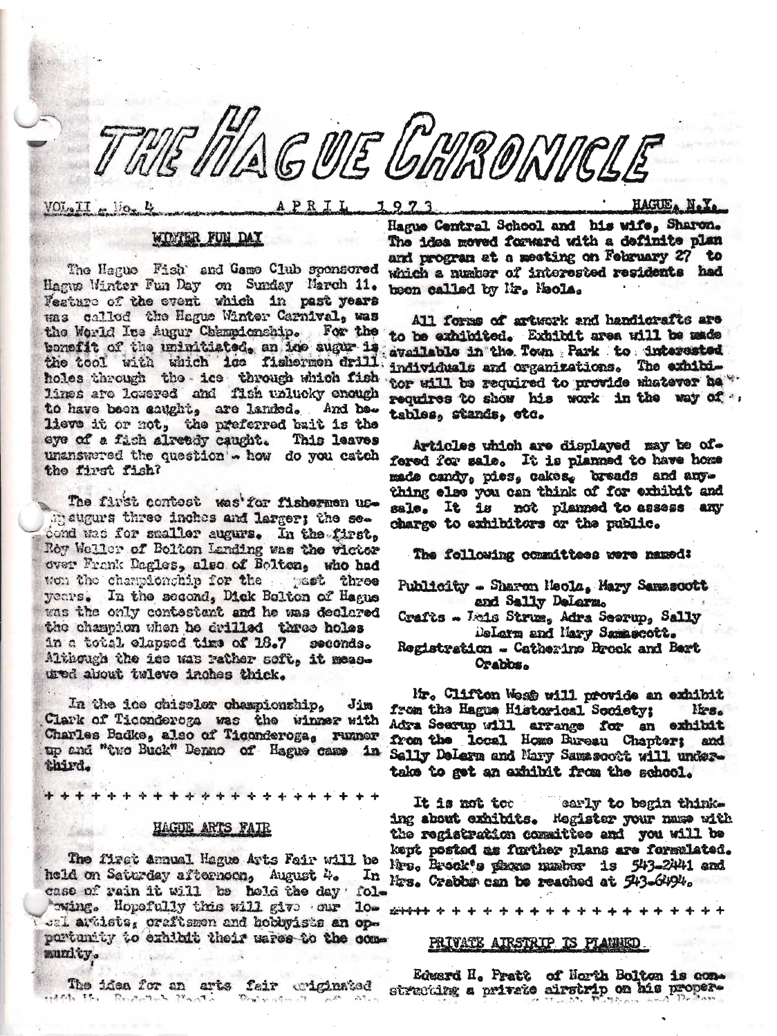# THE HAGUE CHRONICLE

VOL. II - No. 4 APRIL 1973 HAGUE, N.Y.

## WINTER FUN DAY

The Hague Fish and Game Club sponsored Hague Winter Fun Day on Sunday March 11. Feature of the event which in past years was called the Hague Winter Carnival, was the World Ice Augur Championship. For the benefit of the uninitiated, an ice augur is the tool with which ice fishermen drill holes through the ice through which fish lines are lowered and fish unlucky enough to have been caught, are landed. And believe it or not, the preferred bait is the eye of a fish already caught. This leaves unanswered the question - how do you catch the first fish?

The first contest was for fishermen using augurs three inches and larger; the second was for smaller augurs. In the first, Roy Weller of Bolton Landing was the victor over Frank Dagles, also of Bolton, who had won the championship for the past three years. In the second, Dick Bolton of Hague was the only contestant and he was declared the champion when he drilled three holes in a total elapsed time of 18.7 seconds. Although the ice was rather soft, it measured about twleve inches thick.

In the ice chiseler championship, Jim Clark of Ticonderoga was the winner with Charles Badke, also of Ticonderoga, runner up and "two Buck" Denno of Hague came in third.

+ + + + + + + + + + + + + + + + + + + + +

## HAGUE ARTS FAIR

The first annual Hague Arts Fair will be held on Saturday afternoon, August 4. In case of rain it will be held the day following. Hopefully this will give our local artists, craftsmen and hobbyists an opportunity to exhibit their wares to the community.

The idea for an arts fair originated with Mr. Rudolph Meola, Principal of the Hague Central School and his wife, Sharon. The idea moved forward with a definite plan and program at a meeting on February 27 to which a number of interested residents had been called by Mr. Meola.

All forms of artwork and handicrafts are to be exhibited. Exhibit area will be made available in the Town Park to interested individuals and organizations. The exhibitor will be required to provide whatever he requires to show his work in the way of tables, stands, etc.

Articles which are displayed may be offered for sale. It is planned to have home made candy, pies, cakes, breads and anything else you can think of for exhibit and sale. It is not planned to assess any charge to exhibitors or the public.

The following committees were named:

Publicity - Sharon Meola, Mary Samascott and Sally DeLarm.
Crafts - Lois Strum, Adra Seerup, Sally DeLarm and Mary Samascott.
Registration - Catherine Brock and Bert Crabbs.

Mr. Clifton West will provide an exhibit from the Hague Historical Society; Mrs. Adra Seerup will arrange for an exhibit from the local Home Bureau Chapter; and Sally DeLarm and Mary Samascott will undertake to get an exhibit from the school.

It is not too early to begin thinking about exhibits. Register your name with the registration committee and you will be kept posted as further plans are formulated. Mrs. Brock's phone number is 543-2441 and Mrs. Crabbs can be reached at 543-6494.

+ + + + + + + + + + + + + + + + + + + + + + +

## PRIVATE AIRSTRIP IS PLANNED

Edward H. Pratt of North Bolton is constructing a private airstrip on his proper-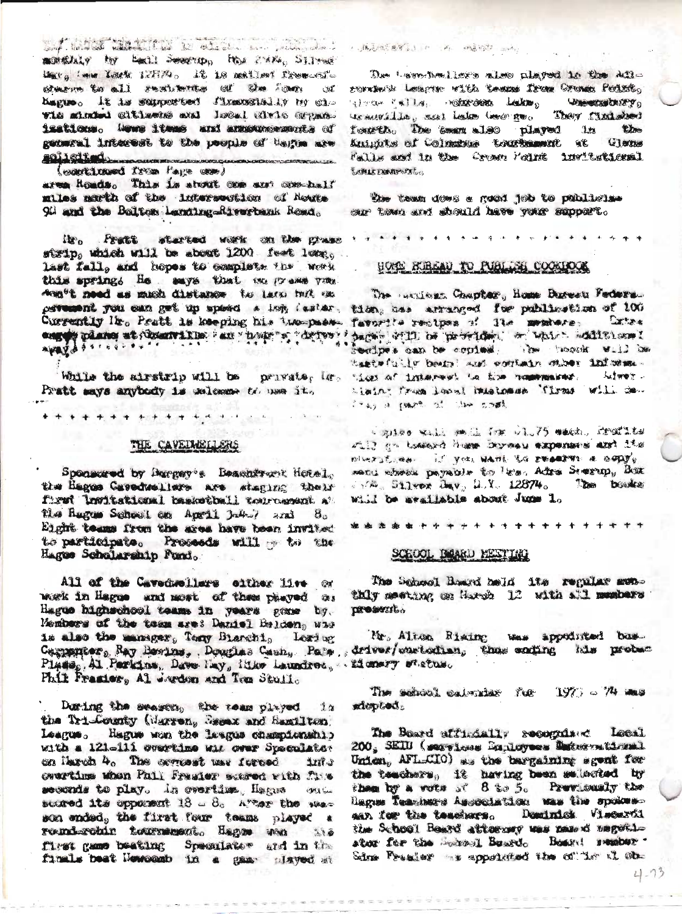...monthly by Emil Seerup, Box 2##, Silver Bay, New York 12874. It is mailed free-of-charge to all residents of the Town of Hague. It is supported financially by civic minded citizens and local civic organizations. News items and announcements of general interest to the people of Hague are solicited.

(continued from Page one)

area Roads. This is about one and one-half miles north of the intersection of Route 9N and the Bolton Landing-Riverbank Road.

Mr. Pratt started work on the grass strip, which will be about 1200 feet long, last fall, and hopes to complete the work this spring. He says that on grass you don't need as much distance to land but on pavement you can get up speed a lot faster. Currently Mr. Pratt is keeping his two-passenger plane at Warrensburg...

While the airstrip will be private, Mr. Pratt says anybody is welcome to use it.

\+ + + + + + + + + + + + + + + +

## THE CAVEDWELLERS

Sponsored by Burgey's Beachfront Hotel, the Hague Cavedwellers are staging their first invitational basketball tournament at the Hague School on April 3-4-7 and 8. Eight teams from the area have been invited to participate. Proceeds will go to the Hague Scholarship Fund.

All of the Cavedwellers either live or work in Hague and most of them played on Hague highschool teams in years gone by. Members of the team are: Daniel Belden, who is also the manager, Tony Bianchi, Loring Carpenter, Ray Bevins, Douglas Cash, Pete Plass, Al Perkins, Dave May, Mike Laundree, Phil Frasier, Al Gordon and Tom Stull.

During the season, the team played in the Tri-County (Warren, Essex and Hamilton) League. Hague won the league championship with a 121-111 overtime win over Speculator on March 4. The contest was forced into overtime when Phil Frasier scored with five seconds to play. In overtime, Hague outscored its opponent 18 - 8. After the season ended, the first four teams played a round-robin tournament. Hague won its first game beating Speculator and in the finals beat Newcomb in a game played at ...

The Cavedwellers also played in the Adirondack League with teams from Crown Point, Glens Falls, Schroon Lake, Warrensburg, Granville, and Lake George. They finished fourth. The team also played in the Knights of Columbus tournament at Glens Falls and in the Crown Point invitational tournament.

The team does a good job to publicize our town and should have your support.

\+ + + + + + + + + + + + + + + + + + + +

## HOME BUREAU TO PUBLISH COOKBOOK

The Hague Chapter, Home Bureau Federation, has arranged for publication of 100 favorite recipes of its members. Extra pages will be provided on which additional recipes can be copied. The book will be tastefully bound and contain other information of interest to the homemaker. Advertising from local business firms will defray a part of the cost.

Copies will sell for $1.75 each. Profits will go toward Home Bureau expenses and its ... If you want to reserve a copy, send check payable to Mrs. Adra Seerup, Box ..., Silver Bay, N.Y. 12874. The books will be available about June 1.

\+ + + + + + + + + + + + + + + + + + + +

## SCHOOL BOARD MEETING

The School Board held its regular monthly meeting on March 12 with all members present.

Mr. Alton Rising was appointed bus-driver/custodian, thus ending his probationary status.

The school calendar for 1973 - 74 was adopted.

The Board officially recognized Local 200, SEIU (Service Employees International Union, AFL-CIO) as the bargaining agent for the teachers, it having been selected by them by a vote of 8 to 5. Previously the Hague Teachers Association was the spokesman for the teachers. Dominick Viscardi the School Board attorney was named negotiator for the School Board. Board member Sims Frasier was appointed the office of ob-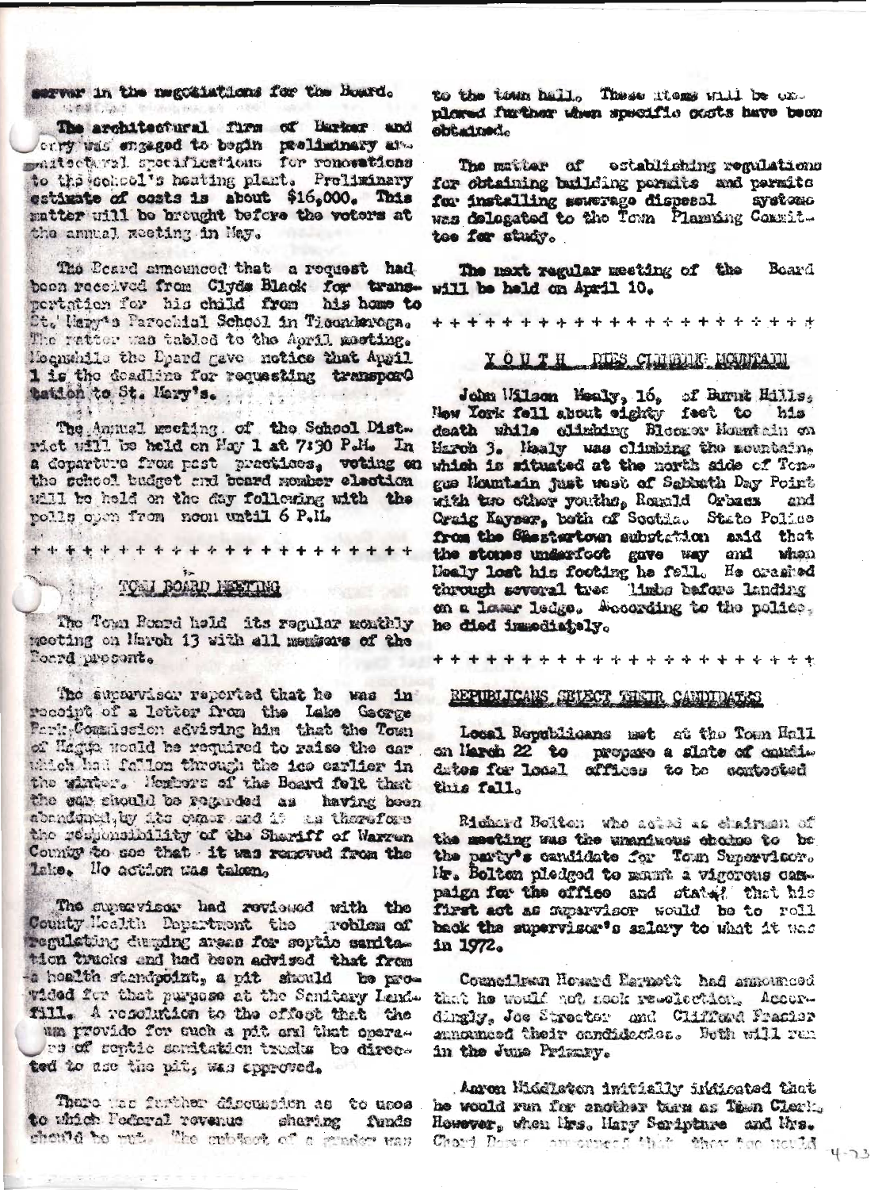server in the negotiations for the Board.

The architectural firm of Barker and Terry was engaged to begin preliminary architectural specifications for renovations to the school's heating plant. Preliminary estimate of costs is about $16,000. This matter will be brought before the voters at the annual meeting in May.

The Board announced that a request had been received from Clyde Black for transportation for his child from his home to St. Mary's Parochial School in Ticonderoga. The matter was tabled to the April meeting. Meanwhile the Board gave notice that April 1 is the deadline for requesting transportation to St. Mary's.

The Annual meeting of the School District will be held on May 1 at 7:30 P.M. In a departure from past practices, voting on the school budget and board member election will be held on the day following with the polls open from noon until 6 P.M.

+ + + + + + + + + + + + + + + + + + + + + +

## TOWN BOARD MEETING

The Town Board held its regular monthly meeting on March 13 with all members of the Board present.

The supervisor reported that he was in receipt of a letter from the Lake George Park Commission advising him that the Town of Hague would be required to raise the car which had fallen through the ice earlier in the winter. Members of the Board felt that the car should be regarded as having been abandoned by its owner and it was therefore the responsibility of the Sheriff of Warren County to see that it was removed from the lake. No action was taken.

The supervisor had reviewed with the County Health Department the problem of regulating dumping areas for septic sanitation trucks and had been advised that from a health standpoint, a pit should be provided for that purpose at the Sanitary Landfill. A resolution to the effect that the Town provide for such a pit and that operators of septic sanitation trucks be directed to use the pit, was approved.

There was further discussion as to uses to which Federal revenue sharing funds should be put. The subject of a ramp was to the town hall. These items will be explored further when specific costs have been obtained.

The matter of establishing regulations for obtaining building permits and permits for installing sewerage disposal systems was delegated to the Town Planning Committee for study.

The next regular meeting of the Board will be held on April 10.

+ + + + + + + + + + + + + + + + + + + + + +

## YOUTH DIES CLIMBING MOUNTAIN

John Wilson Mealy, 16, of Burnt Hills, New York fell about eighty feet to his death while climbing Bloomer Mountain on March 3. Mealy was climbing the mountain, which is situated at the north side of Tongue Mountain just west of Sabbath Day Point with two other youths, Ronald Orbaex and Craig Kayser, both of Scotia. State Police from the Chestertown substation said that the stones underfoot gave way and when Mealy lost his footing he fell. He crashed through several tree limbs before landing on a lower ledge. According to the police, he died immediately.

+ + + + + + + + + + + + + + + + + + + + + +

## REPUBLICANS SELECT THEIR CANDIDATES

Local Republicans met at the Town Hall on March 22 to prepare a slate of candidates for local offices to be contested this fall.

Richard Bolton who acted as chairman of the meeting was the unanimous choice to be the party's candidate for Town Supervisor. Mr. Bolton pledged to mount a vigorous campaign for the office and stated that his first act as supervisor would be to roll back the supervisor's salary to what it was in 1972.

Councilman Howard Barnett had announced that he would not seek re-election. Accordingly, Joe Streeter and Clifford Frasier announced their candidacies. Both will run in the June Primary.

Aaron Middleton initially indicated that he would run for another term as Town Clerk. However, when Mrs. Mary Scripture and Mrs. Cheryl Rowe announced that they too would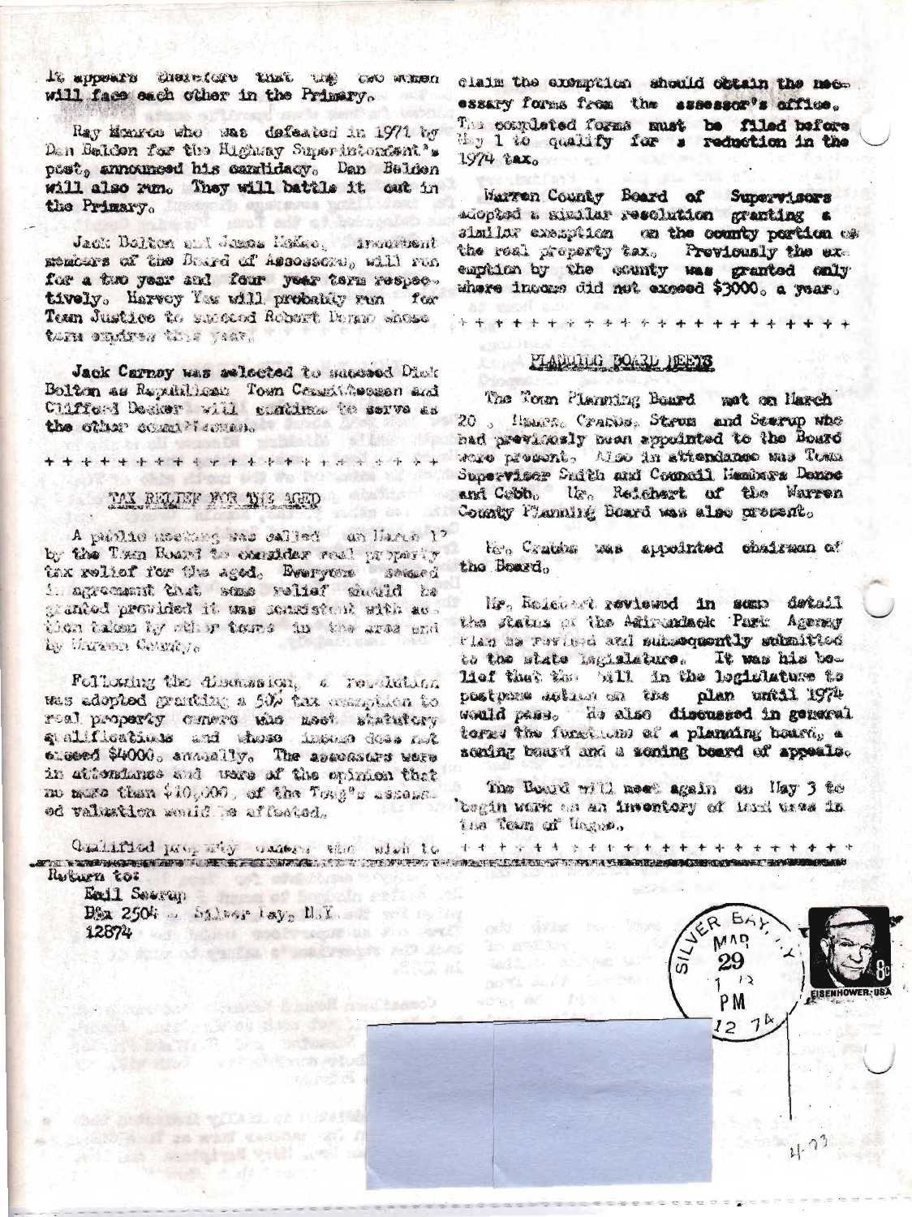It appears therefore that the two women will face each other in the Primary.

Ray Monroe who was defeated in 1971 by Dan Belden for the Highway Superintendent's post, announced his candidacy. Dan Belden will also run. They will battle it out in the Primary.

Jack Bolton and James McKee, incumbent members of the Board of Assessors, will run for a two year and four year term respectively. Harvey Yaw will probably run for Town Justice to succeed Robert Dorno whose term expires this year.

Jack Carney was selected to succeed Dick Bolton as Republican Town Committeeman and Clifford Decker will continue to serve as the other committeeman.

+ + + + + + + + + + + + + + + + + + + + + +

## TAX RELIEF FOR THE AGED

A public meeting was called on March 1? by the Town Board to consider real property tax relief for the aged. Everyone seemed in agreement that some relief should be granted provided it was consistent with action taken by other towns in the area and by Warren County.

Following the discussion, a resolution was adopted granting a 50% tax exemption to real property owners who meet statutory qualifications and whose income does not exceed $4000. annually. The assessors were in attendance and were of the opinion that no more than $10,000. of the Town's assessed valuation would be affected.

Qualified property owners who wish to claim the exemption should obtain the necessary forms from the assessor's office. The completed forms must be filed before May 1 to qualify for a reduction in the 1974 tax.

Warren County Board of Supervisors adopted a similar resolution granting a similar exemption on the county portion of the real property tax. Previously the exemption by the county was granted only where income did not exceed $3000. a year.

+ + + + + + + + + + + + + + + + + + + + + +

## PLANNING BOARD MEETS

The Town Planning Board met on March 20. Messrs. Crabbs, Strum and Seerup who had previously been appointed to the Board were present. Also in attendance was Town Supervisor Smith and Council Members Dence and Cobb. Mr. Reichert of the Warren County Planning Board was also present.

Mr. Crabbs was appointed chairman of the Board.

Mr. Reichert reviewed in some detail the status of the Adirondack Park Agency Plan as revised and subsequently submitted to the state legislature. It was his belief that the bill in the legislature to postpone action on the plan until 1974 would pass. He also discussed in general terms the functions of a planning board, a zoning board and a zoning board of appeals.

The Board will meet again on May 3 to begin work on an inventory of land uses in the Town of Hague.

+ + + + + + + + + + + + + + + + + + + + + +

Return to:

Emil Seerup
Box 2504 - Silver Bay, N.Y.
12874

SILVER BAY, N.Y.
MAR 29
1973
PM
12874

8c EISENHOWER USA

4-73